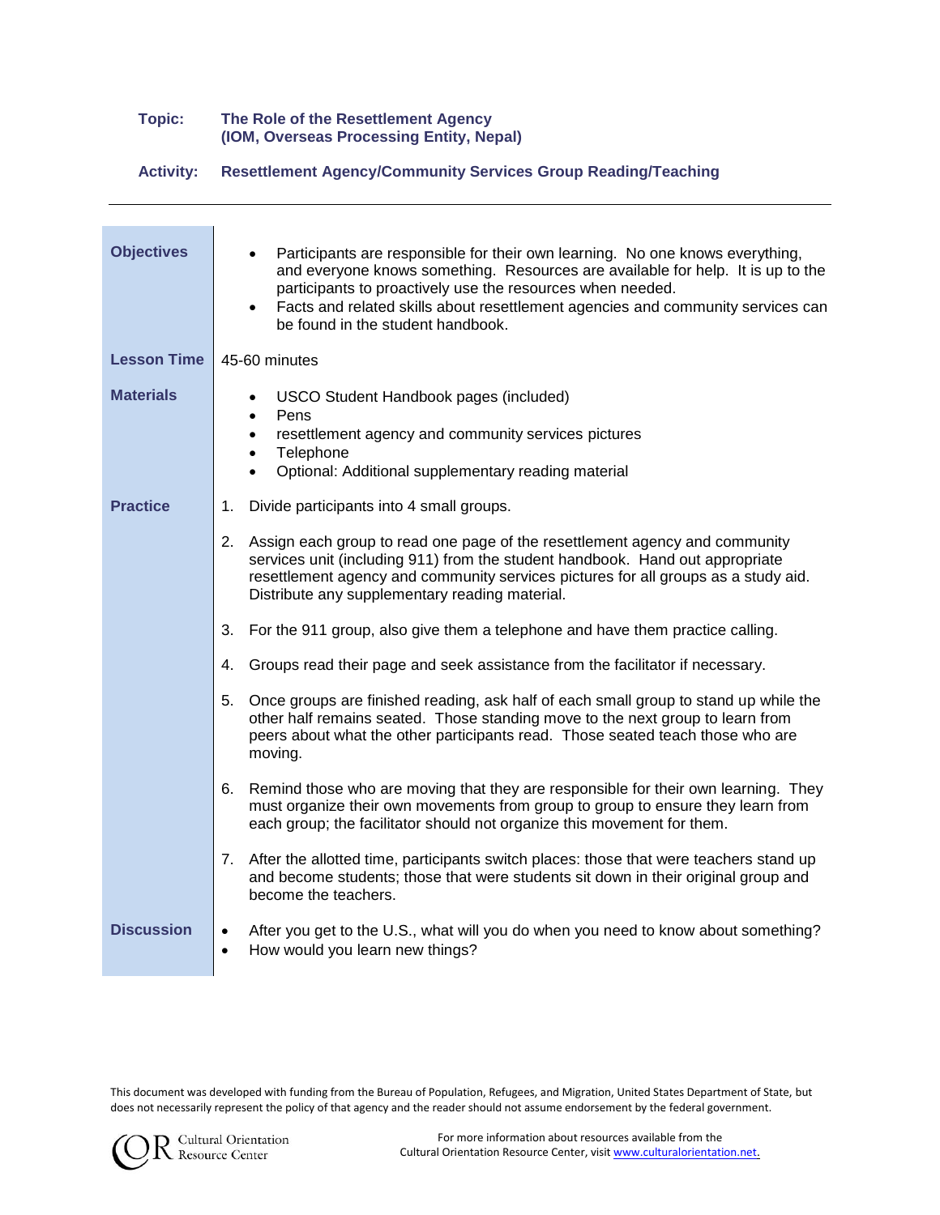**Topic:** **The Role of the Resettlement Agency (IOM, Overseas Processing Entity, Nepal)**

**Activity:** **Resettlement Agency/Community Services Group Reading/Teaching**

---

## Objectives

- Participants are responsible for their own learning. No one knows everything, and everyone knows something. Resources are available for help. It is up to the participants to proactively use the resources when needed.
- Facts and related skills about resettlement agencies and community services can be found in the student handbook.

## Lesson Time

45-60 minutes

## Materials

- USCO Student Handbook pages (included)
- Pens
- resettlement agency and community services pictures
- Telephone
- Optional: Additional supplementary reading material

## Practice

1. Divide participants into 4 small groups.
2. Assign each group to read one page of the resettlement agency and community services unit (including 911) from the student handbook. Hand out appropriate resettlement agency and community services pictures for all groups as a study aid. Distribute any supplementary reading material.
3. For the 911 group, also give them a telephone and have them practice calling.
4. Groups read their page and seek assistance from the facilitator if necessary.
5. Once groups are finished reading, ask half of each small group to stand up while the other half remains seated. Those standing move to the next group to learn from peers about what the other participants read. Those seated teach those who are moving.
6. Remind those who are moving that they are responsible for their own learning. They must organize their own movements from group to group to ensure they learn from each group; the facilitator should not organize this movement for them.
7. After the allotted time, participants switch places: those that were teachers stand up and become students; those that were students sit down in their original group and become the teachers.

## Discussion

- After you get to the U.S., what will you do when you need to know about something?
- How would you learn new things?

This document was developed with funding from the Bureau of Population, Refugees, and Migration, United States Department of State, but does not necessarily represent the policy of that agency and the reader should not assume endorsement by the federal government.

For more information about resources available from the Cultural Orientation Resource Center, visit [www.culturalorientation.net](http://www.culturalorientation.net).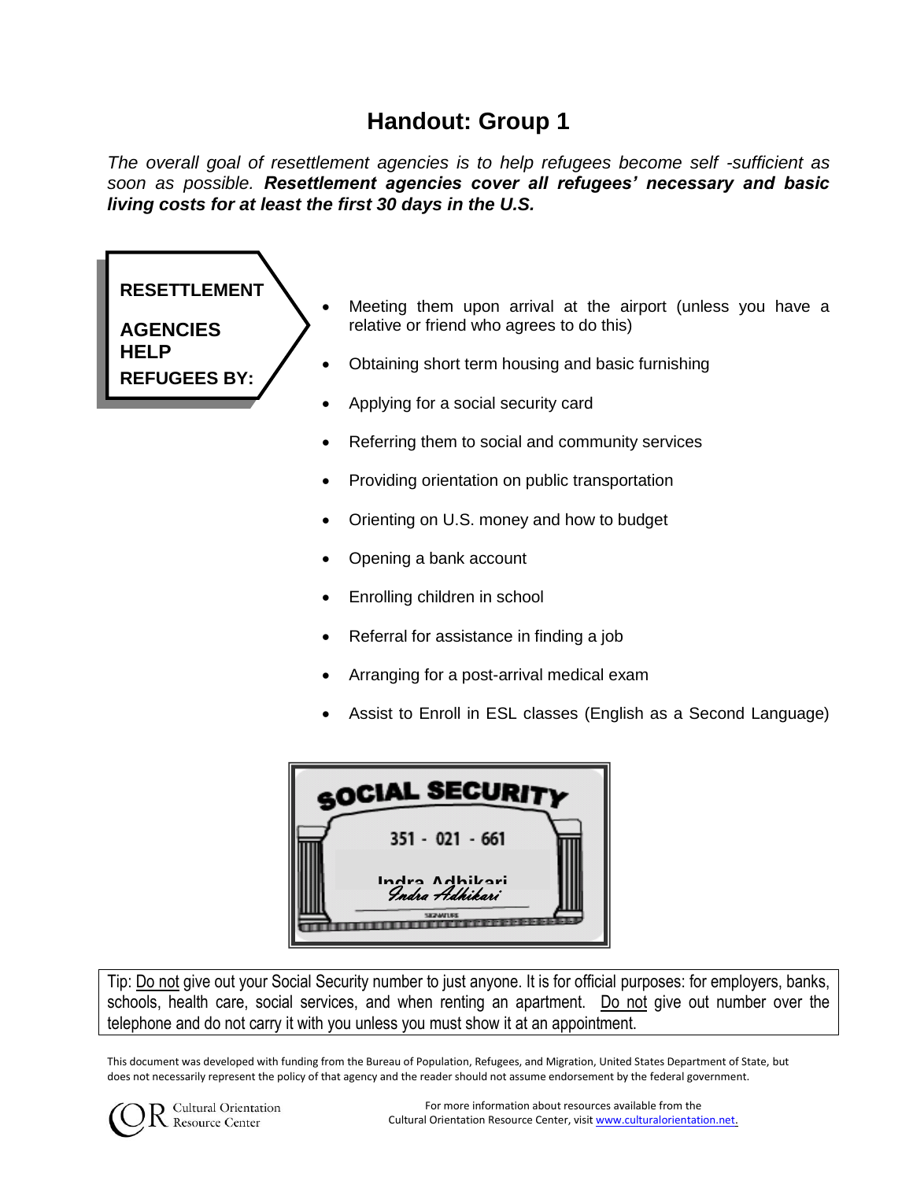# Handout: Group 1

*The overall goal of resettlement agencies is to help refugees become self -sufficient as soon as possible.* ***Resettlement agencies cover all refugees' necessary and basic living costs for at least the first 30 days in the U.S.***

**RESETTLEMENT AGENCIES HELP REFUGEES BY:**

- Meeting them upon arrival at the airport (unless you have a relative or friend who agrees to do this)
- Obtaining short term housing and basic furnishing
- Applying for a social security card
- Referring them to social and community services
- Providing orientation on public transportation
- Orienting on U.S. money and how to budget
- Opening a bank account
- Enrolling children in school
- Referral for assistance in finding a job
- Arranging for a post-arrival medical exam
- Assist to Enroll in ESL classes (English as a Second Language)

Tip: Do not give out your Social Security number to just anyone. It is for official purposes: for employers, banks, schools, health care, social services, and when renting an apartment. Do not give out number over the telephone and do not carry it with you unless you must show it at an appointment.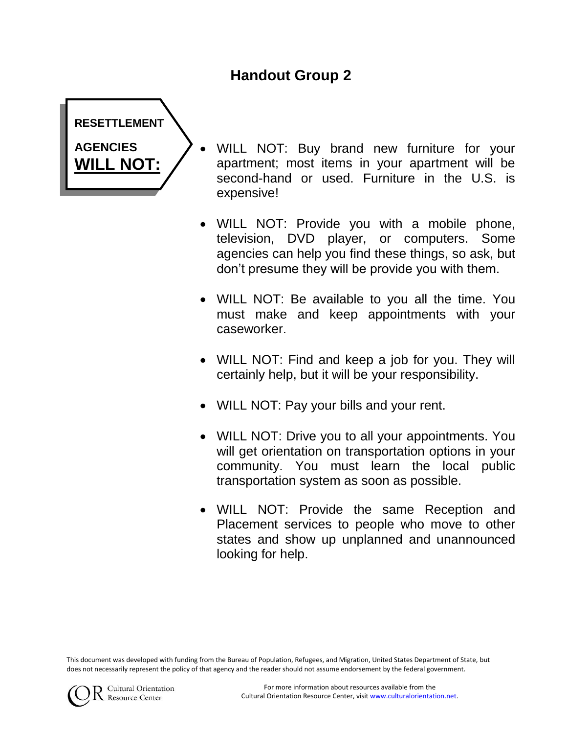## Handout Group 2

**RESETTLEMENT AGENCIES <u>WILL NOT:</u>**

- WILL NOT: Buy brand new furniture for your apartment; most items in your apartment will be second-hand or used. Furniture in the U.S. is expensive!
- WILL NOT: Provide you with a mobile phone, television, DVD player, or computers. Some agencies can help you find these things, so ask, but don't presume they will be provide you with them.
- WILL NOT: Be available to you all the time. You must make and keep appointments with your caseworker.
- WILL NOT: Find and keep a job for you. They will certainly help, but it will be your responsibility.
- WILL NOT: Pay your bills and your rent.
- WILL NOT: Drive you to all your appointments. You will get orientation on transportation options in your community. You must learn the local public transportation system as soon as possible.
- WILL NOT: Provide the same Reception and Placement services to people who move to other states and show up unplanned and unannounced looking for help.

This document was developed with funding from the Bureau of Population, Refugees, and Migration, United States Department of State, but does not necessarily represent the policy of that agency and the reader should not assume endorsement by the federal government.

Cultural Orientation Resource Center

For more information about resources available from the Cultural Orientation Resource Center, visit www.culturalorientation.net.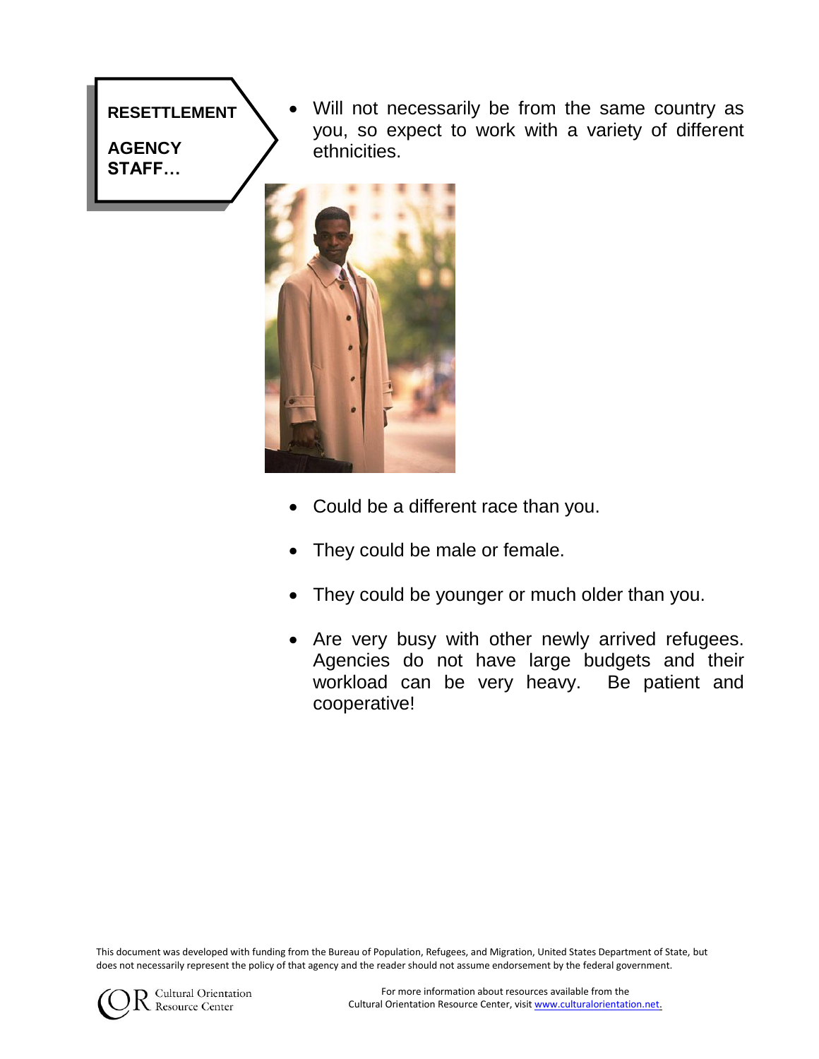**RESETTLEMENT AGENCY STAFF…**

- Will not necessarily be from the same country as you, so expect to work with a variety of different ethnicities.

- Could be a different race than you.

- They could be male or female.

- They could be younger or much older than you.

- Are very busy with other newly arrived refugees. Agencies do not have large budgets and their workload can be very heavy. Be patient and cooperative!

This document was developed with funding from the Bureau of Population, Refugees, and Migration, United States Department of State, but does not necessarily represent the policy of that agency and the reader should not assume endorsement by the federal government.

COR Cultural Orientation Resource Center

For more information about resources available from the Cultural Orientation Resource Center, visit www.culturalorientation.net.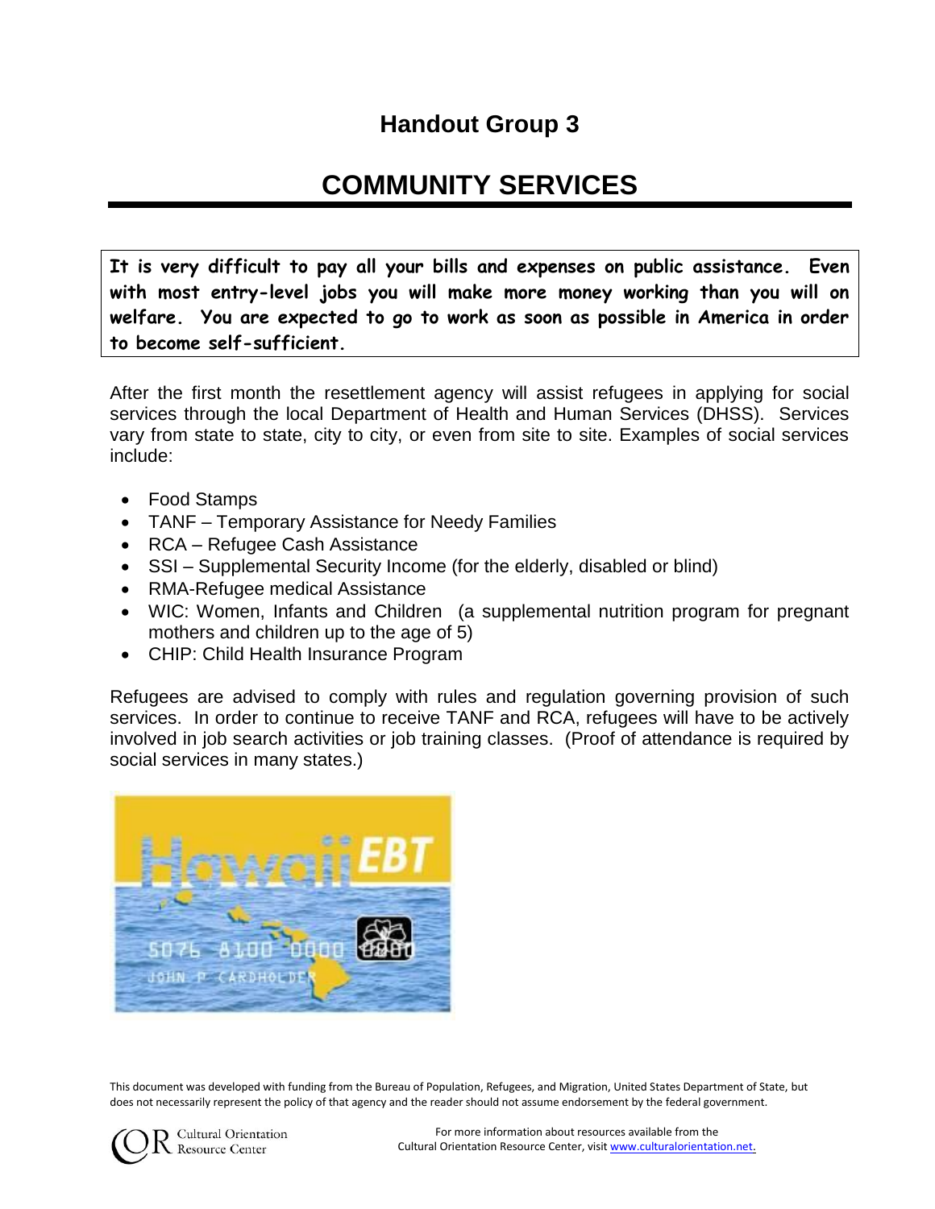## Handout Group 3

# COMMUNITY SERVICES

**It is very difficult to pay all your bills and expenses on public assistance. Even with most entry-level jobs you will make more money working than you will on welfare. You are expected to go to work as soon as possible in America in order to become self-sufficient.**

After the first month the resettlement agency will assist refugees in applying for social services through the local Department of Health and Human Services (DHSS). Services vary from state to state, city to city, or even from site to site. Examples of social services include:

- Food Stamps
- TANF – Temporary Assistance for Needy Families
- RCA – Refugee Cash Assistance
- SSI – Supplemental Security Income (for the elderly, disabled or blind)
- RMA-Refugee medical Assistance
- WIC: Women, Infants and Children (a supplemental nutrition program for pregnant mothers and children up to the age of 5)
- CHIP: Child Health Insurance Program

Refugees are advised to comply with rules and regulation governing provision of such services. In order to continue to receive TANF and RCA, refugees will have to be actively involved in job search activities or job training classes. (Proof of attendance is required by social services in many states.)

This document was developed with funding from the Bureau of Population, Refugees, and Migration, United States Department of State, but does not necessarily represent the policy of that agency and the reader should not assume endorsement by the federal government.

Cultural Orientation Resource Center

For more information about resources available from the Cultural Orientation Resource Center, visit www.culturalorientation.net.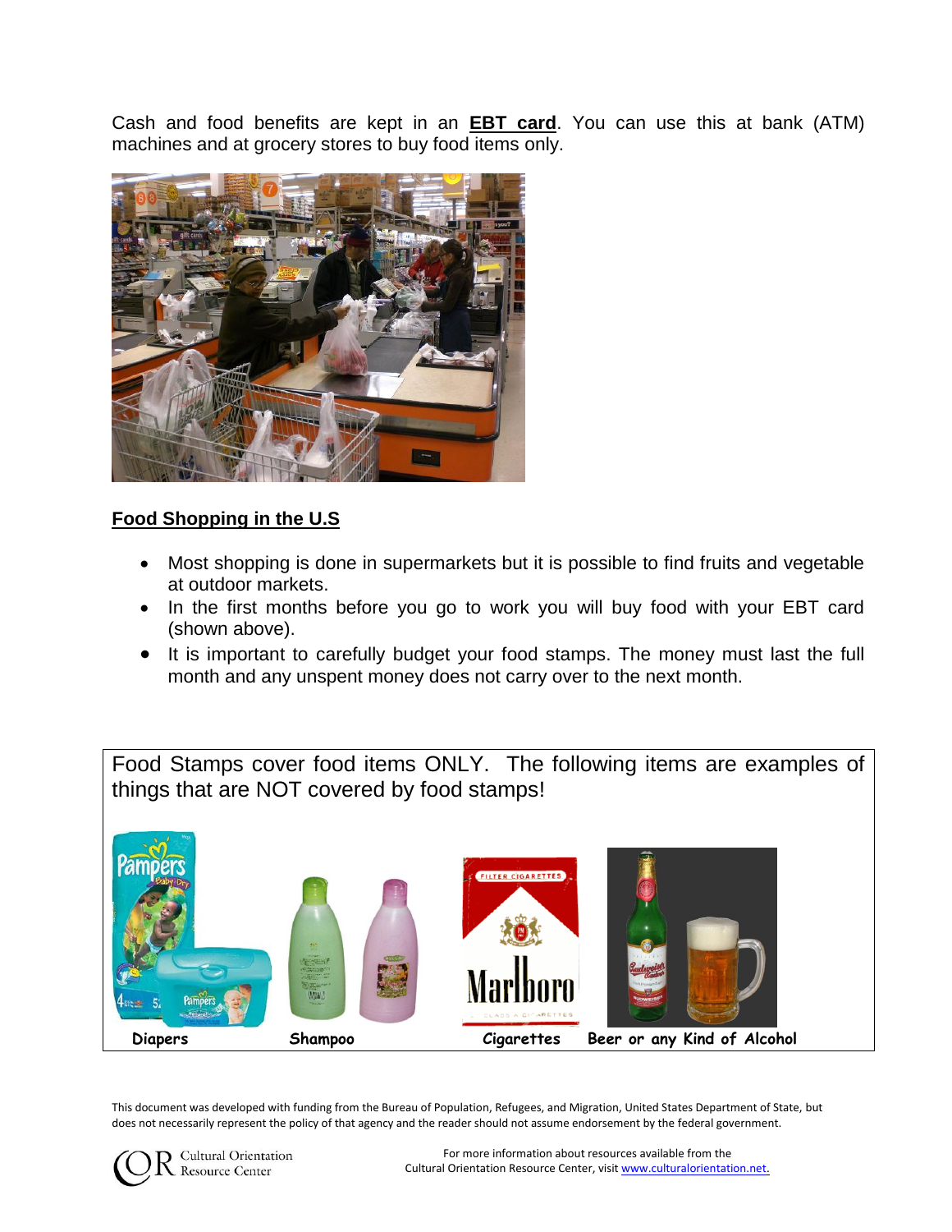Cash and food benefits are kept in an **EBT card**. You can use this at bank (ATM) machines and at grocery stores to buy food items only.

## Food Shopping in the U.S

- Most shopping is done in supermarkets but it is possible to find fruits and vegetable at outdoor markets.
- In the first months before you go to work you will buy food with your EBT card (shown above).
- It is important to carefully budget your food stamps. The money must last the full month and any unspent money does not carry over to the next month.

Food Stamps cover food items ONLY. The following items are examples of things that are NOT covered by food stamps!

**Diapers** **Shampoo** **Cigarettes** **Beer or any Kind of Alcohol**

This document was developed with funding from the Bureau of Population, Refugees, and Migration, United States Department of State, but does not necessarily represent the policy of that agency and the reader should not assume endorsement by the federal government.

Cultural Orientation Resource Center

For more information about resources available from the Cultural Orientation Resource Center, visit www.culturalorientation.net.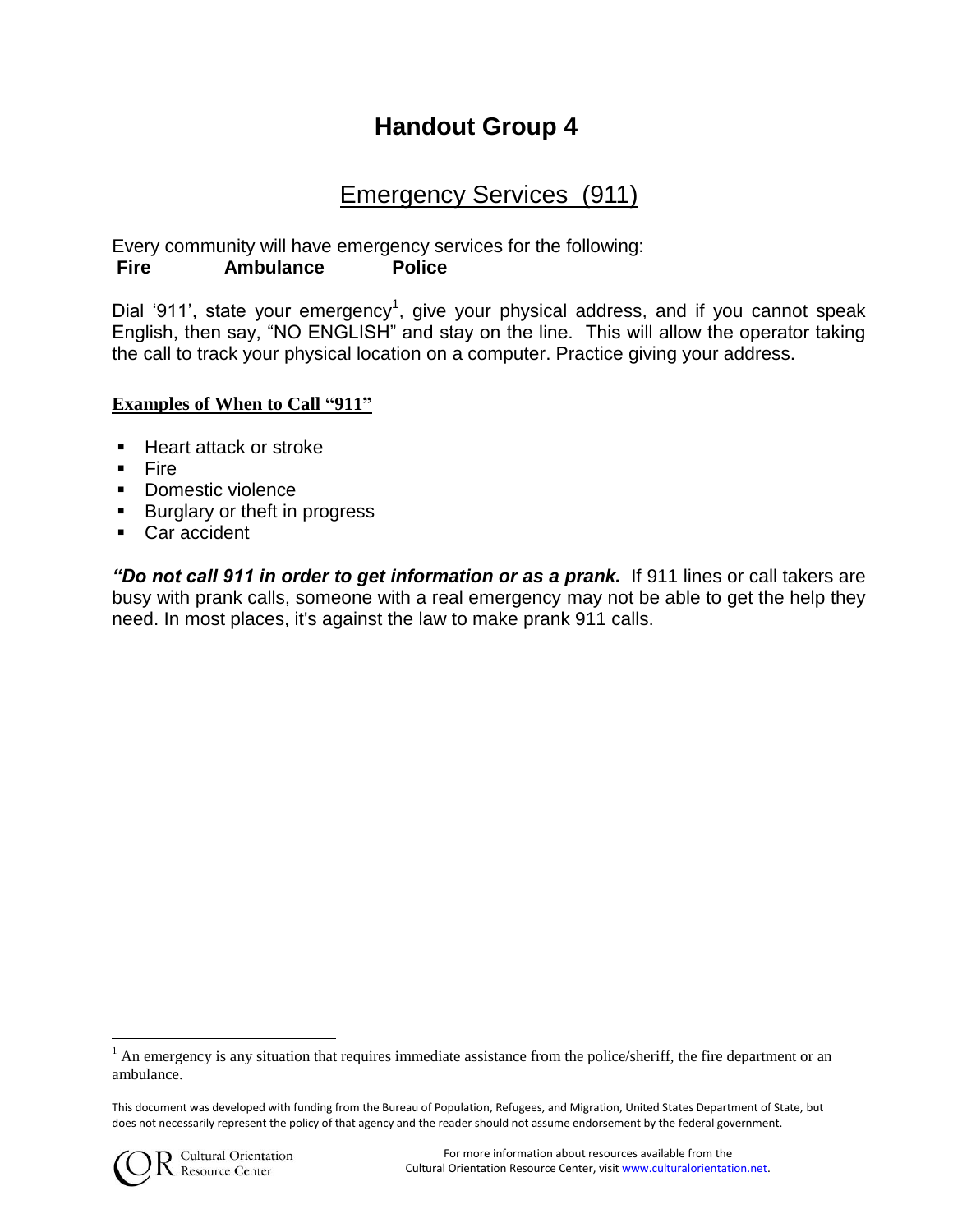# Handout Group 4

## Emergency Services (911)

Every community will have emergency services for the following:
**Fire** **Ambulance** **Police**

Dial '911', state your emergency[1], give your physical address, and if you cannot speak English, then say, "NO ENGLISH" and stay on the line. This will allow the operator taking the call to track your physical location on a computer. Practice giving your address.

**Examples of When to Call "911"**

- Heart attack or stroke
- Fire
- Domestic violence
- Burglary or theft in progress
- Car accident

***"Do not call 911 in order to get information or as a prank.*** If 911 lines or call takers are busy with prank calls, someone with a real emergency may not be able to get the help they need. In most places, it's against the law to make prank 911 calls.

[1] An emergency is any situation that requires immediate assistance from the police/sheriff, the fire department or an ambulance.

This document was developed with funding from the Bureau of Population, Refugees, and Migration, United States Department of State, but does not necessarily represent the policy of that agency and the reader should not assume endorsement by the federal government.

Cultural Orientation Resource Center

For more information about resources available from the Cultural Orientation Resource Center, visit www.culturalorientation.net.